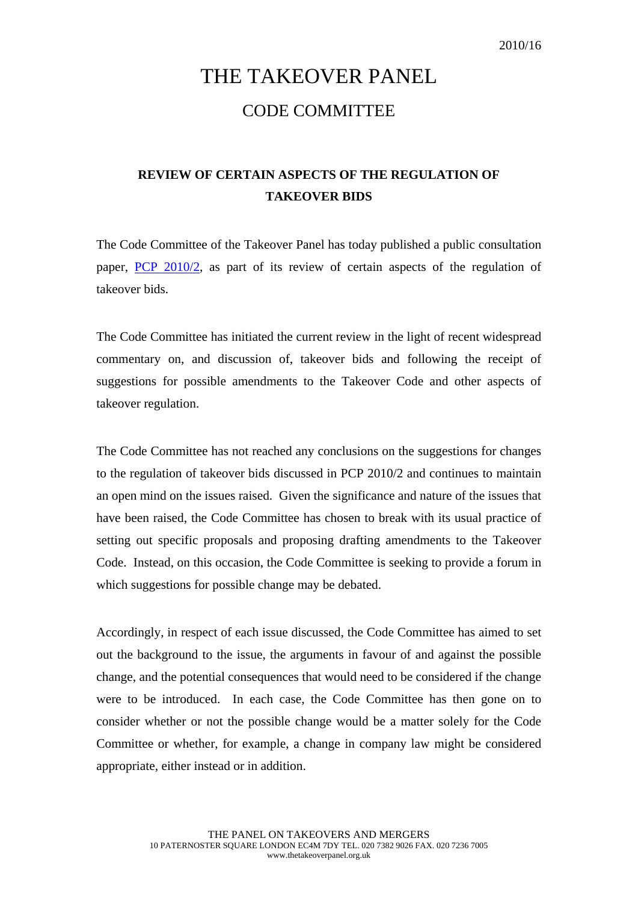2010/16

# THE TAKEOVER PANEL

## CODE COMMITTEE

### REVIEW OF CERTAIN ASPECTS OF THE REGULATION OF TAKEOVER BIDS

The Code Committee of the Takeover Panel has today published a public consultation paper, PCP 2010/2, as part of its review of certain aspects of the regulation of takeover bids.

The Code Committee has initiated the current review in the light of recent widespread commentary on, and discussion of, takeover bids and following the receipt of suggestions for possible amendments to the Takeover Code and other aspects of takeover regulation.

The Code Committee has not reached any conclusions on the suggestions for changes to the regulation of takeover bids discussed in PCP 2010/2 and continues to maintain an open mind on the issues raised. Given the significance and nature of the issues that have been raised, the Code Committee has chosen to break with its usual practice of setting out specific proposals and proposing drafting amendments to the Takeover Code. Instead, on this occasion, the Code Committee is seeking to provide a forum in which suggestions for possible change may be debated.

Accordingly, in respect of each issue discussed, the Code Committee has aimed to set out the background to the issue, the arguments in favour of and against the possible change, and the potential consequences that would need to be considered if the change were to be introduced. In each case, the Code Committee has then gone on to consider whether or not the possible change would be a matter solely for the Code Committee or whether, for example, a change in company law might be considered appropriate, either instead or in addition.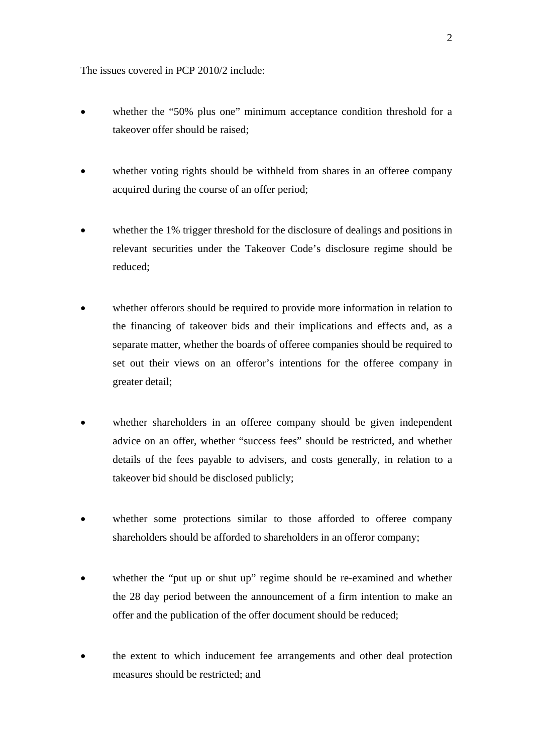The issues covered in PCP 2010/2 include:

- whether the "50% plus one" minimum acceptance condition threshold for a takeover offer should be raised;

- whether voting rights should be withheld from shares in an offeree company acquired during the course of an offer period;

- whether the 1% trigger threshold for the disclosure of dealings and positions in relevant securities under the Takeover Code's disclosure regime should be reduced;

- whether offerors should be required to provide more information in relation to the financing of takeover bids and their implications and effects and, as a separate matter, whether the boards of offeree companies should be required to set out their views on an offeror's intentions for the offeree company in greater detail;

- whether shareholders in an offeree company should be given independent advice on an offer, whether "success fees" should be restricted, and whether details of the fees payable to advisers, and costs generally, in relation to a takeover bid should be disclosed publicly;

- whether some protections similar to those afforded to offeree company shareholders should be afforded to shareholders in an offeror company;

- whether the "put up or shut up" regime should be re-examined and whether the 28 day period between the announcement of a firm intention to make an offer and the publication of the offer document should be reduced;

- the extent to which inducement fee arrangements and other deal protection measures should be restricted; and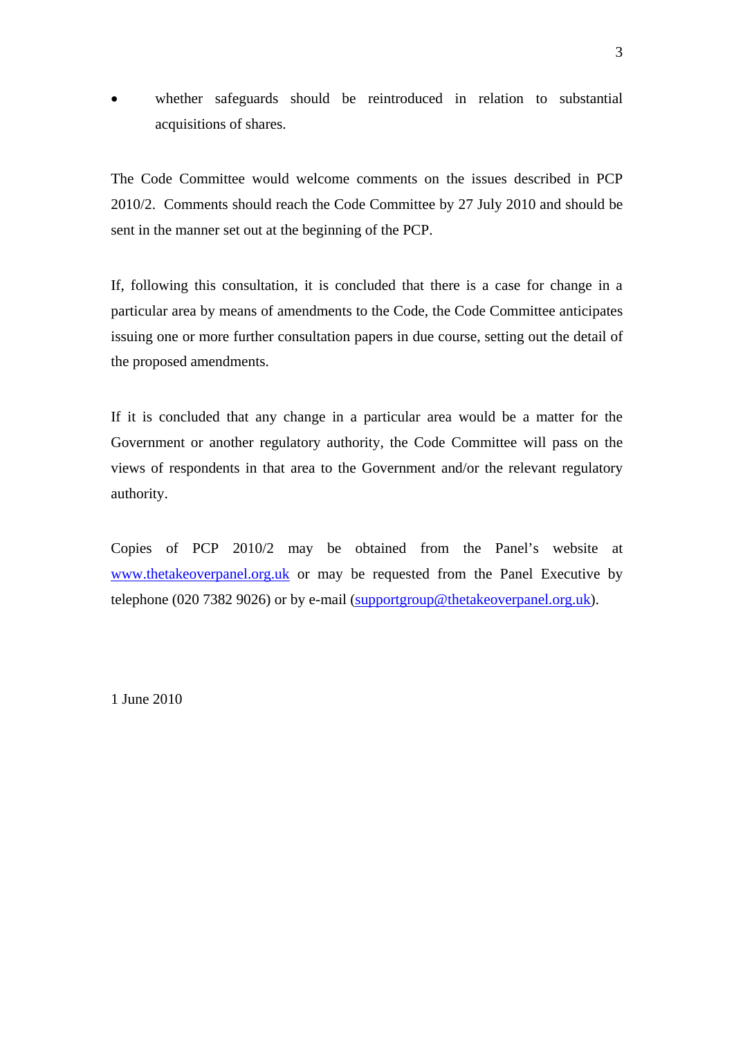- whether safeguards should be reintroduced in relation to substantial acquisitions of shares.

The Code Committee would welcome comments on the issues described in PCP 2010/2. Comments should reach the Code Committee by 27 July 2010 and should be sent in the manner set out at the beginning of the PCP.

If, following this consultation, it is concluded that there is a case for change in a particular area by means of amendments to the Code, the Code Committee anticipates issuing one or more further consultation papers in due course, setting out the detail of the proposed amendments.

If it is concluded that any change in a particular area would be a matter for the Government or another regulatory authority, the Code Committee will pass on the views of respondents in that area to the Government and/or the relevant regulatory authority.

Copies of PCP 2010/2 may be obtained from the Panel's website at www.thetakeoverpanel.org.uk or may be requested from the Panel Executive by telephone (020 7382 9026) or by e-mail (supportgroup@thetakeoverpanel.org.uk).

1 June 2010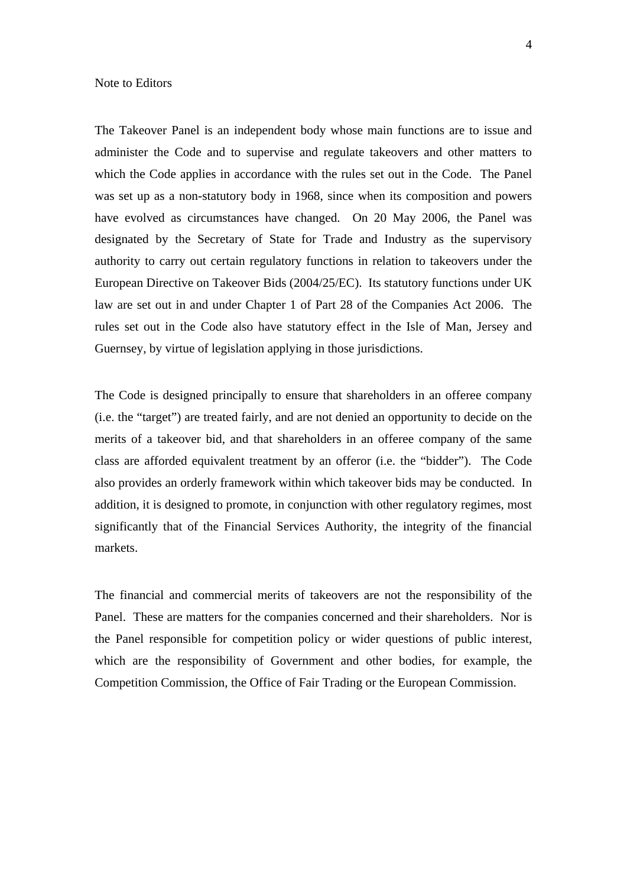Note to Editors

The Takeover Panel is an independent body whose main functions are to issue and administer the Code and to supervise and regulate takeovers and other matters to which the Code applies in accordance with the rules set out in the Code. The Panel was set up as a non-statutory body in 1968, since when its composition and powers have evolved as circumstances have changed. On 20 May 2006, the Panel was designated by the Secretary of State for Trade and Industry as the supervisory authority to carry out certain regulatory functions in relation to takeovers under the European Directive on Takeover Bids (2004/25/EC). Its statutory functions under UK law are set out in and under Chapter 1 of Part 28 of the Companies Act 2006. The rules set out in the Code also have statutory effect in the Isle of Man, Jersey and Guernsey, by virtue of legislation applying in those jurisdictions.

The Code is designed principally to ensure that shareholders in an offeree company (i.e. the “target”) are treated fairly, and are not denied an opportunity to decide on the merits of a takeover bid, and that shareholders in an offeree company of the same class are afforded equivalent treatment by an offeror (i.e. the “bidder”). The Code also provides an orderly framework within which takeover bids may be conducted. In addition, it is designed to promote, in conjunction with other regulatory regimes, most significantly that of the Financial Services Authority, the integrity of the financial markets.

The financial and commercial merits of takeovers are not the responsibility of the Panel. These are matters for the companies concerned and their shareholders. Nor is the Panel responsible for competition policy or wider questions of public interest, which are the responsibility of Government and other bodies, for example, the Competition Commission, the Office of Fair Trading or the European Commission.